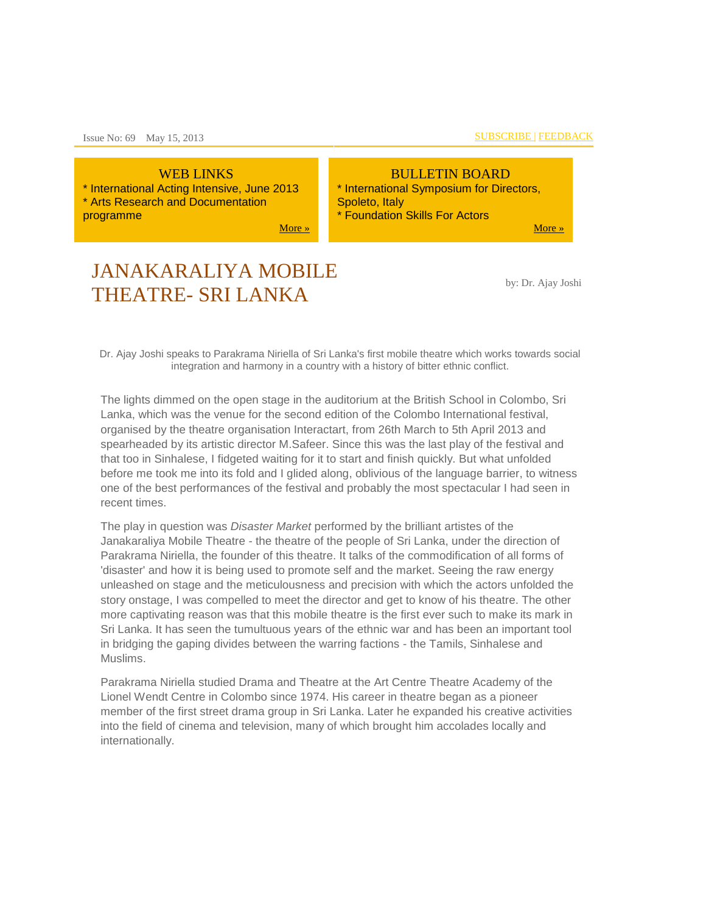Issue No: 69    May 15, 2013

SUBSCRIBE | FEEDBACK

**WEB LINKS**

* International Acting Intensive, June 2013
* Arts Research and Documentation programme

More »

**BULLETIN BOARD**

* International Symposium for Directors, Spoleto, Italy
* Foundation Skills For Actors

More »

# JANAKARALIYA MOBILE THEATRE- SRI LANKA

by: Dr. Ajay Joshi

Dr. Ajay Joshi speaks to Parakrama Niriella of Sri Lanka's first mobile theatre which works towards social integration and harmony in a country with a history of bitter ethnic conflict.

The lights dimmed on the open stage in the auditorium at the British School in Colombo, Sri Lanka, which was the venue for the second edition of the Colombo International festival, organised by the theatre organisation Interactart, from 26th March to 5th April 2013 and spearheaded by its artistic director M.Safeer. Since this was the last play of the festival and that too in Sinhalese, I fidgeted waiting for it to start and finish quickly. But what unfolded before me took me into its fold and I glided along, oblivious of the language barrier, to witness one of the best performances of the festival and probably the most spectacular I had seen in recent times.

The play in question was *Disaster Market* performed by the brilliant artistes of the Janakaraliya Mobile Theatre - the theatre of the people of Sri Lanka, under the direction of Parakrama Niriella, the founder of this theatre. It talks of the commodification of all forms of 'disaster' and how it is being used to promote self and the market. Seeing the raw energy unleashed on stage and the meticulousness and precision with which the actors unfolded the story onstage, I was compelled to meet the director and get to know of his theatre. The other more captivating reason was that this mobile theatre is the first ever such to make its mark in Sri Lanka. It has seen the tumultuous years of the ethnic war and has been an important tool in bridging the gaping divides between the warring factions - the Tamils, Sinhalese and Muslims.

Parakrama Niriella studied Drama and Theatre at the Art Centre Theatre Academy of the Lionel Wendt Centre in Colombo since 1974. His career in theatre began as a pioneer member of the first street drama group in Sri Lanka. Later he expanded his creative activities into the field of cinema and television, many of which brought him accolades locally and internationally.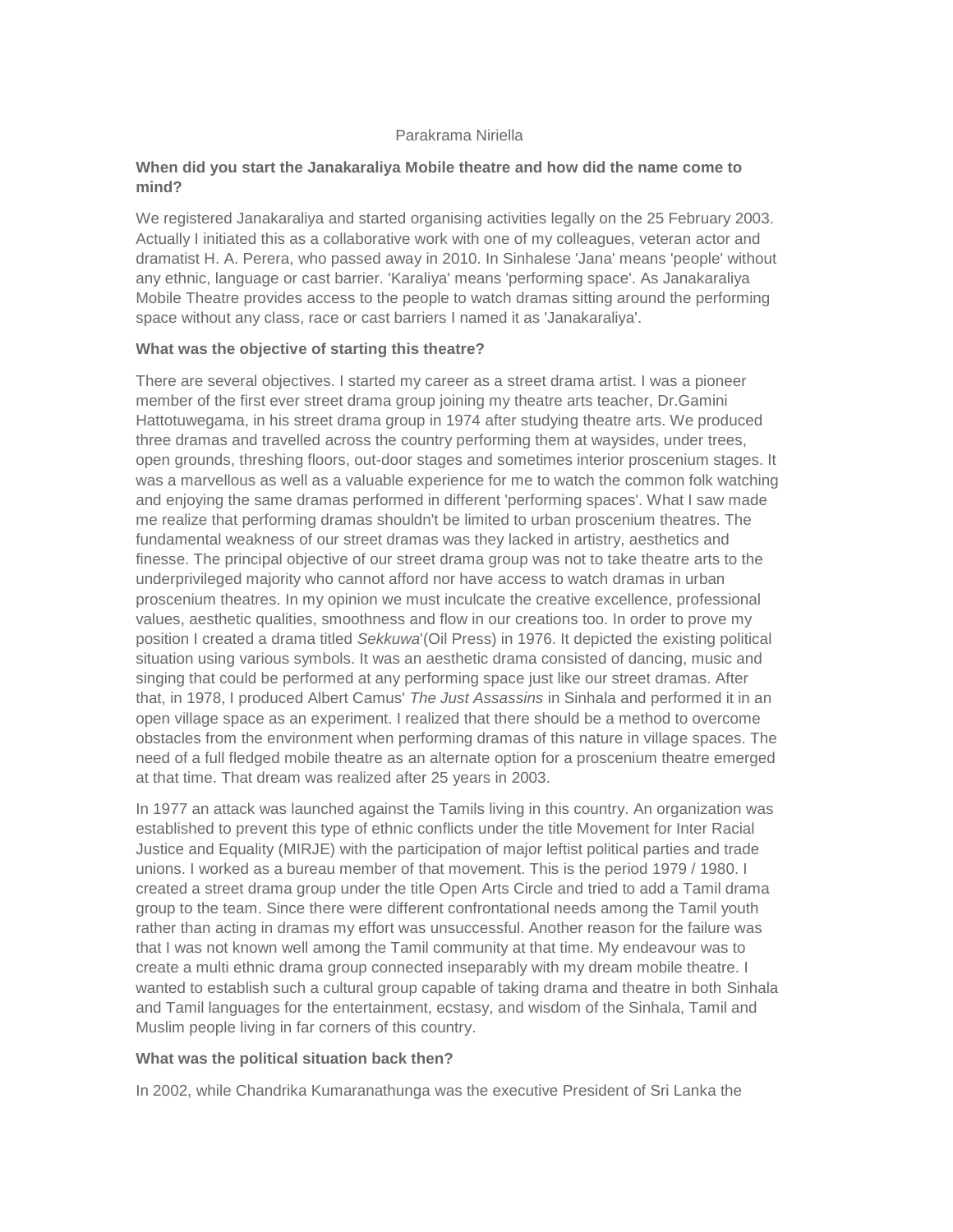Parakrama Niriella

**When did you start the Janakaraliya Mobile theatre and how did the name come to mind?**

We registered Janakaraliya and started organising activities legally on the 25 February 2003. Actually I initiated this as a collaborative work with one of my colleagues, veteran actor and dramatist H. A. Perera, who passed away in 2010. In Sinhalese 'Jana' means 'people' without any ethnic, language or cast barrier. 'Karaliya' means 'performing space'. As Janakaraliya Mobile Theatre provides access to the people to watch dramas sitting around the performing space without any class, race or cast barriers I named it as 'Janakaraliya'.

**What was the objective of starting this theatre?**

There are several objectives. I started my career as a street drama artist. I was a pioneer member of the first ever street drama group joining my theatre arts teacher, Dr.Gamini Hattotuwegama, in his street drama group in 1974 after studying theatre arts. We produced three dramas and travelled across the country performing them at waysides, under trees, open grounds, threshing floors, out-door stages and sometimes interior proscenium stages. It was a marvellous as well as a valuable experience for me to watch the common folk watching and enjoying the same dramas performed in different 'performing spaces'. What I saw made me realize that performing dramas shouldn't be limited to urban proscenium theatres. The fundamental weakness of our street dramas was they lacked in artistry, aesthetics and finesse. The principal objective of our street drama group was not to take theatre arts to the underprivileged majority who cannot afford nor have access to watch dramas in urban proscenium theatres. In my opinion we must inculcate the creative excellence, professional values, aesthetic qualities, smoothness and flow in our creations too. In order to prove my position I created a drama titled *Sekkuwa*'(Oil Press) in 1976. It depicted the existing political situation using various symbols. It was an aesthetic drama consisted of dancing, music and singing that could be performed at any performing space just like our street dramas. After that, in 1978, I produced Albert Camus' *The Just Assassins* in Sinhala and performed it in an open village space as an experiment. I realized that there should be a method to overcome obstacles from the environment when performing dramas of this nature in village spaces. The need of a full fledged mobile theatre as an alternate option for a proscenium theatre emerged at that time. That dream was realized after 25 years in 2003.

In 1977 an attack was launched against the Tamils living in this country. An organization was established to prevent this type of ethnic conflicts under the title Movement for Inter Racial Justice and Equality (MIRJE) with the participation of major leftist political parties and trade unions. I worked as a bureau member of that movement. This is the period 1979 / 1980. I created a street drama group under the title Open Arts Circle and tried to add a Tamil drama group to the team. Since there were different confrontational needs among the Tamil youth rather than acting in dramas my effort was unsuccessful. Another reason for the failure was that I was not known well among the Tamil community at that time. My endeavour was to create a multi ethnic drama group connected inseparably with my dream mobile theatre. I wanted to establish such a cultural group capable of taking drama and theatre in both Sinhala and Tamil languages for the entertainment, ecstasy, and wisdom of the Sinhala, Tamil and Muslim people living in far corners of this country.

**What was the political situation back then?**

In 2002, while Chandrika Kumaranathunga was the executive President of Sri Lanka the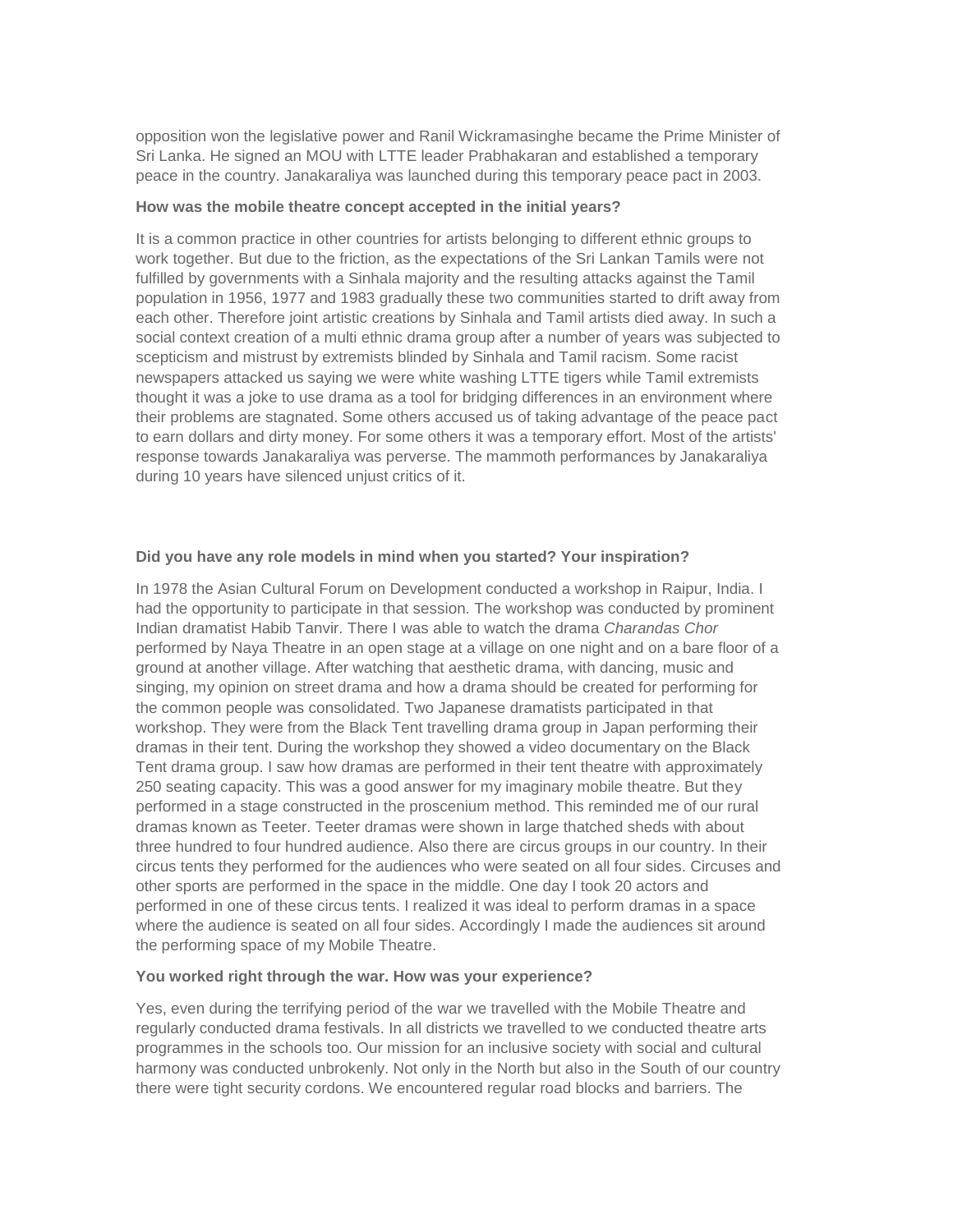opposition won the legislative power and Ranil Wickramasinghe became the Prime Minister of Sri Lanka. He signed an MOU with LTTE leader Prabhakaran and established a temporary peace in the country. Janakaraliya was launched during this temporary peace pact in 2003.

**How was the mobile theatre concept accepted in the initial years?**

It is a common practice in other countries for artists belonging to different ethnic groups to work together. But due to the friction, as the expectations of the Sri Lankan Tamils were not fulfilled by governments with a Sinhala majority and the resulting attacks against the Tamil population in 1956, 1977 and 1983 gradually these two communities started to drift away from each other. Therefore joint artistic creations by Sinhala and Tamil artists died away. In such a social context creation of a multi ethnic drama group after a number of years was subjected to scepticism and mistrust by extremists blinded by Sinhala and Tamil racism. Some racist newspapers attacked us saying we were white washing LTTE tigers while Tamil extremists thought it was a joke to use drama as a tool for bridging differences in an environment where their problems are stagnated. Some others accused us of taking advantage of the peace pact to earn dollars and dirty money. For some others it was a temporary effort. Most of the artists' response towards Janakaraliya was perverse. The mammoth performances by Janakaraliya during 10 years have silenced unjust critics of it.

**Did you have any role models in mind when you started? Your inspiration?**

In 1978 the Asian Cultural Forum on Development conducted a workshop in Raipur, India. I had the opportunity to participate in that session. The workshop was conducted by prominent Indian dramatist Habib Tanvir. There I was able to watch the drama *Charandas Chor* performed by Naya Theatre in an open stage at a village on one night and on a bare floor of a ground at another village. After watching that aesthetic drama, with dancing, music and singing, my opinion on street drama and how a drama should be created for performing for the common people was consolidated. Two Japanese dramatists participated in that workshop. They were from the Black Tent travelling drama group in Japan performing their dramas in their tent. During the workshop they showed a video documentary on the Black Tent drama group. I saw how dramas are performed in their tent theatre with approximately 250 seating capacity. This was a good answer for my imaginary mobile theatre. But they performed in a stage constructed in the proscenium method. This reminded me of our rural dramas known as Teeter. Teeter dramas were shown in large thatched sheds with about three hundred to four hundred audience. Also there are circus groups in our country. In their circus tents they performed for the audiences who were seated on all four sides. Circuses and other sports are performed in the space in the middle. One day I took 20 actors and performed in one of these circus tents. I realized it was ideal to perform dramas in a space where the audience is seated on all four sides. Accordingly I made the audiences sit around the performing space of my Mobile Theatre.

**You worked right through the war. How was your experience?**

Yes, even during the terrifying period of the war we travelled with the Mobile Theatre and regularly conducted drama festivals. In all districts we travelled to we conducted theatre arts programmes in the schools too. Our mission for an inclusive society with social and cultural harmony was conducted unbrokenly. Not only in the North but also in the South of our country there were tight security cordons. We encountered regular road blocks and barriers. The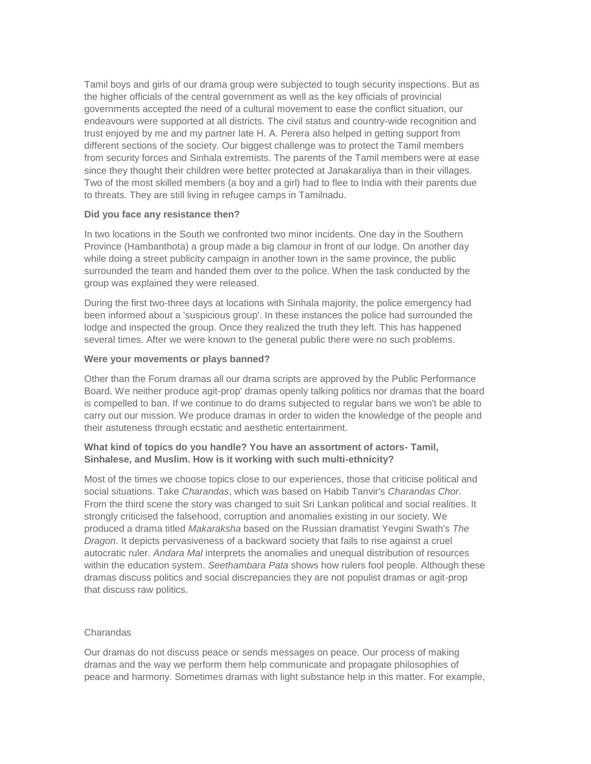Tamil boys and girls of our drama group were subjected to tough security inspections. But as the higher officials of the central government as well as the key officials of provincial governments accepted the need of a cultural movement to ease the conflict situation, our endeavours were supported at all districts. The civil status and country-wide recognition and trust enjoyed by me and my partner late H. A. Perera also helped in getting support from different sections of the society. Our biggest challenge was to protect the Tamil members from security forces and Sinhala extremists. The parents of the Tamil members were at ease since they thought their children were better protected at Janakaraliya than in their villages. Two of the most skilled members (a boy and a girl) had to flee to India with their parents due to threats. They are still living in refugee camps in Tamilnadu.

**Did you face any resistance then?**

In two locations in the South we confronted two minor incidents. One day in the Southern Province (Hambanthota) a group made a big clamour in front of our lodge. On another day while doing a street publicity campaign in another town in the same province, the public surrounded the team and handed them over to the police. When the task conducted by the group was explained they were released.

During the first two-three days at locations with Sinhala majority, the police emergency had been informed about a 'suspicious group'. In these instances the police had surrounded the lodge and inspected the group. Once they realized the truth they left. This has happened several times. After we were known to the general public there were no such problems.

**Were your movements or plays banned?**

Other than the Forum dramas all our drama scripts are approved by the Public Performance Board. We neither produce agit-prop' dramas openly talking politics nor dramas that the board is compelled to ban. If we continue to do drams subjected to regular bans we won't be able to carry out our mission. We produce dramas in order to widen the knowledge of the people and their astuteness through ecstatic and aesthetic entertainment.

**What kind of topics do you handle? You have an assortment of actors- Tamil, Sinhalese, and Muslim. How is it working with such multi-ethnicity?**

Most of the times we choose topics close to our experiences, those that criticise political and social situations. Take *Charandas*, which was based on Habib Tanvir's *Charandas Chor*. From the third scene the story was changed to suit Sri Lankan political and social realities. It strongly criticised the falsehood, corruption and anomalies existing in our society. We produced a drama titled *Makaraksha* based on the Russian dramatist Yevgini Swath's *The Dragon*. It depicts pervasiveness of a backward society that fails to rise against a cruel autocratic ruler. *Andara Mal* interprets the anomalies and unequal distribution of resources within the education system. *Seethambara Pata* shows how rulers fool people. Although these dramas discuss politics and social discrepancies they are not populist dramas or agit-prop that discuss raw politics.

Charandas

Our dramas do not discuss peace or sends messages on peace. Our process of making dramas and the way we perform them help communicate and propagate philosophies of peace and harmony. Sometimes dramas with light substance help in this matter. For example,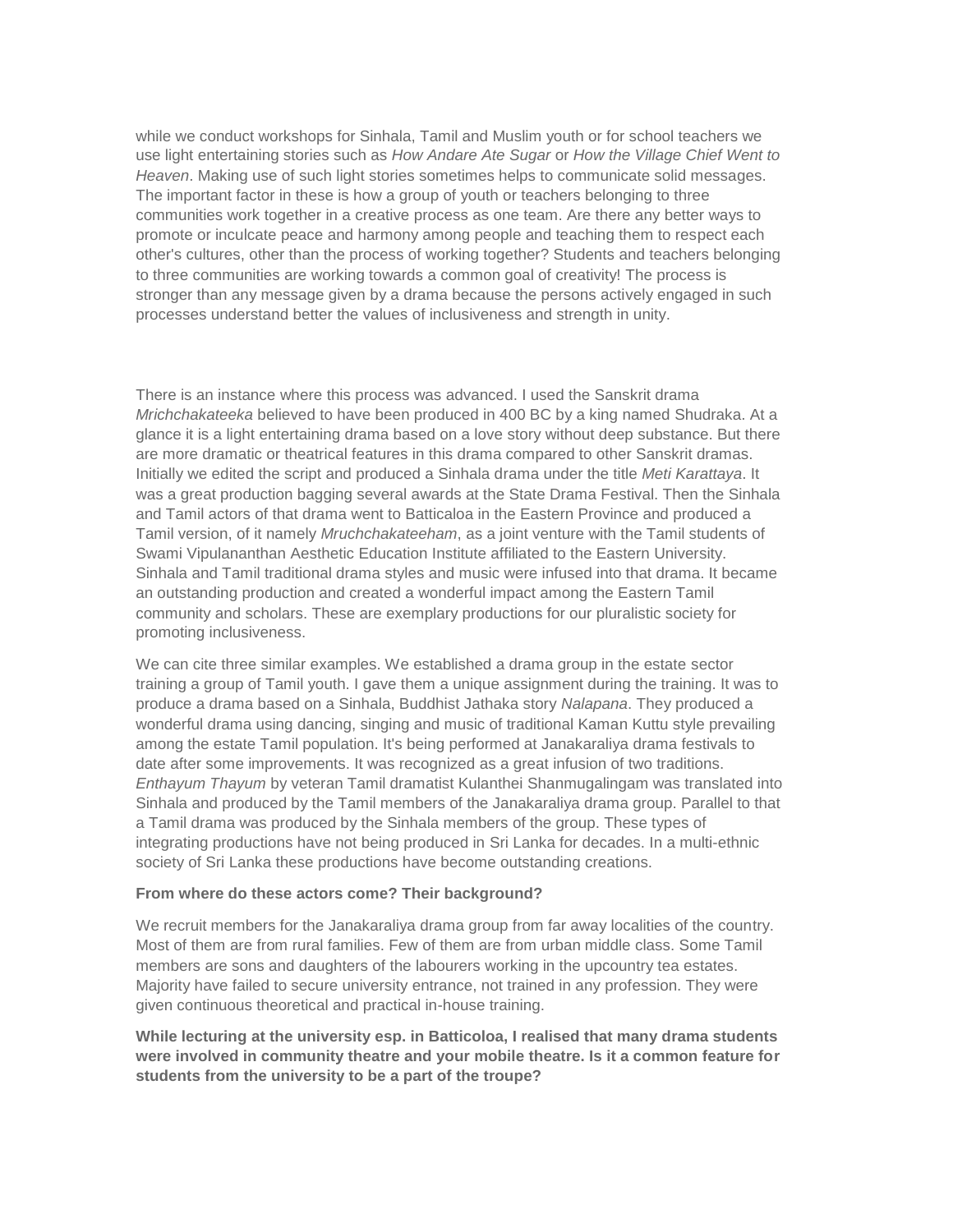while we conduct workshops for Sinhala, Tamil and Muslim youth or for school teachers we use light entertaining stories such as *How Andare Ate Sugar* or *How the Village Chief Went to Heaven*. Making use of such light stories sometimes helps to communicate solid messages. The important factor in these is how a group of youth or teachers belonging to three communities work together in a creative process as one team. Are there any better ways to promote or inculcate peace and harmony among people and teaching them to respect each other's cultures, other than the process of working together? Students and teachers belonging to three communities are working towards a common goal of creativity! The process is stronger than any message given by a drama because the persons actively engaged in such processes understand better the values of inclusiveness and strength in unity.

There is an instance where this process was advanced. I used the Sanskrit drama *Mrichchakateeka* believed to have been produced in 400 BC by a king named Shudraka. At a glance it is a light entertaining drama based on a love story without deep substance. But there are more dramatic or theatrical features in this drama compared to other Sanskrit dramas. Initially we edited the script and produced a Sinhala drama under the title *Meti Karattaya*. It was a great production bagging several awards at the State Drama Festival. Then the Sinhala and Tamil actors of that drama went to Batticaloa in the Eastern Province and produced a Tamil version, of it namely *Mruchchakateeham*, as a joint venture with the Tamil students of Swami Vipulananthan Aesthetic Education Institute affiliated to the Eastern University. Sinhala and Tamil traditional drama styles and music were infused into that drama. It became an outstanding production and created a wonderful impact among the Eastern Tamil community and scholars. These are exemplary productions for our pluralistic society for promoting inclusiveness.

We can cite three similar examples. We established a drama group in the estate sector training a group of Tamil youth. I gave them a unique assignment during the training. It was to produce a drama based on a Sinhala, Buddhist Jathaka story *Nalapana*. They produced a wonderful drama using dancing, singing and music of traditional Kaman Kuttu style prevailing among the estate Tamil population. It's being performed at Janakaraliya drama festivals to date after some improvements. It was recognized as a great infusion of two traditions. *Enthayum Thayum* by veteran Tamil dramatist Kulanthei Shanmugalingam was translated into Sinhala and produced by the Tamil members of the Janakaraliya drama group. Parallel to that a Tamil drama was produced by the Sinhala members of the group. These types of integrating productions have not being produced in Sri Lanka for decades. In a multi-ethnic society of Sri Lanka these productions have become outstanding creations.

**From where do these actors come? Their background?**

We recruit members for the Janakaraliya drama group from far away localities of the country. Most of them are from rural families. Few of them are from urban middle class. Some Tamil members are sons and daughters of the labourers working in the upcountry tea estates. Majority have failed to secure university entrance, not trained in any profession. They were given continuous theoretical and practical in-house training.

**While lecturing at the university esp. in Batticoloa, I realised that many drama students were involved in community theatre and your mobile theatre. Is it a common feature for students from the university to be a part of the troupe?**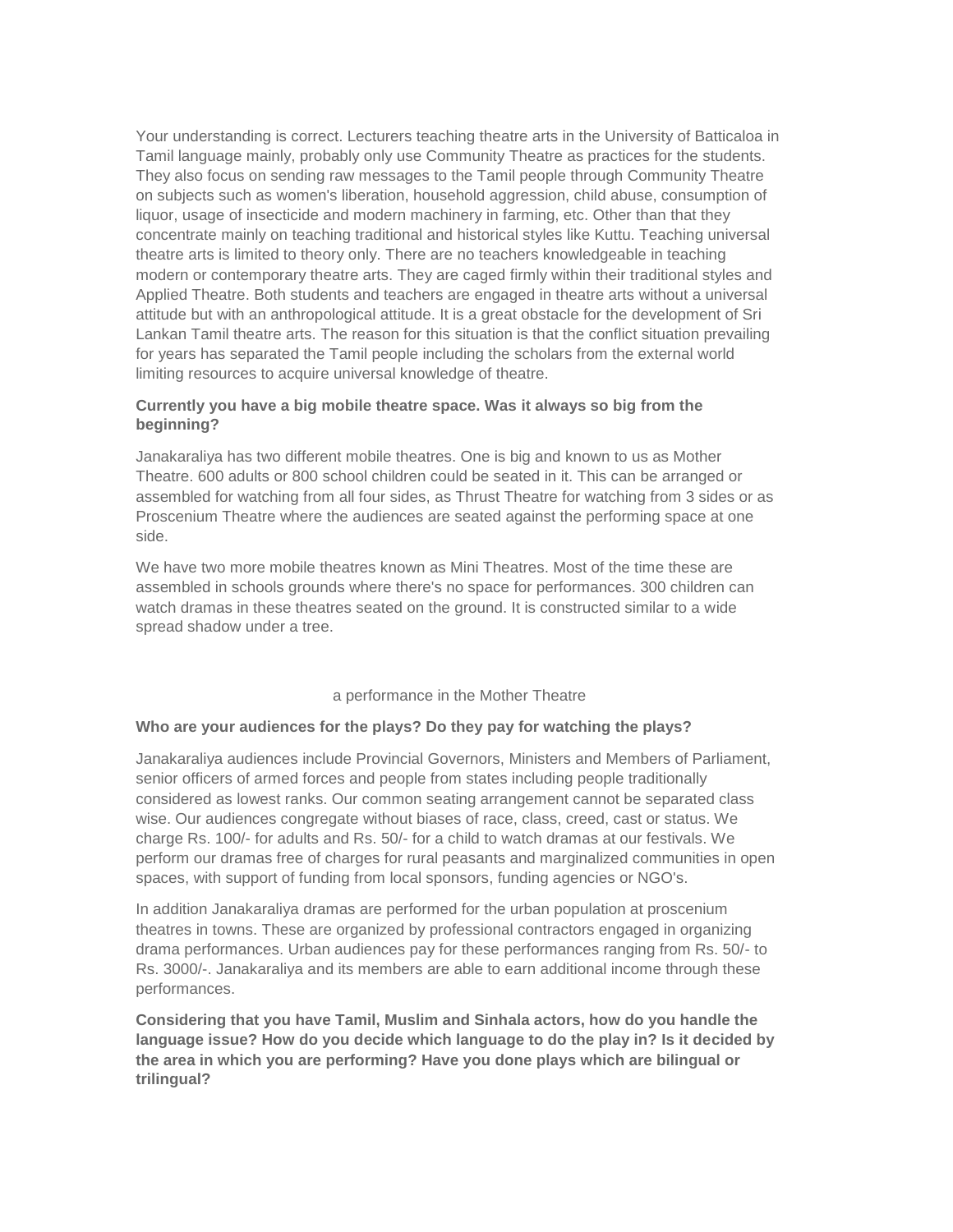Your understanding is correct. Lecturers teaching theatre arts in the University of Batticaloa in Tamil language mainly, probably only use Community Theatre as practices for the students. They also focus on sending raw messages to the Tamil people through Community Theatre on subjects such as women's liberation, household aggression, child abuse, consumption of liquor, usage of insecticide and modern machinery in farming, etc. Other than that they concentrate mainly on teaching traditional and historical styles like Kuttu. Teaching universal theatre arts is limited to theory only. There are no teachers knowledgeable in teaching modern or contemporary theatre arts. They are caged firmly within their traditional styles and Applied Theatre. Both students and teachers are engaged in theatre arts without a universal attitude but with an anthropological attitude. It is a great obstacle for the development of Sri Lankan Tamil theatre arts. The reason for this situation is that the conflict situation prevailing for years has separated the Tamil people including the scholars from the external world limiting resources to acquire universal knowledge of theatre.

**Currently you have a big mobile theatre space. Was it always so big from the beginning?**

Janakaraliya has two different mobile theatres. One is big and known to us as Mother Theatre. 600 adults or 800 school children could be seated in it. This can be arranged or assembled for watching from all four sides, as Thrust Theatre for watching from 3 sides or as Proscenium Theatre where the audiences are seated against the performing space at one side.

We have two more mobile theatres known as Mini Theatres. Most of the time these are assembled in schools grounds where there's no space for performances. 300 children can watch dramas in these theatres seated on the ground. It is constructed similar to a wide spread shadow under a tree.

a performance in the Mother Theatre

**Who are your audiences for the plays? Do they pay for watching the plays?**

Janakaraliya audiences include Provincial Governors, Ministers and Members of Parliament, senior officers of armed forces and people from states including people traditionally considered as lowest ranks. Our common seating arrangement cannot be separated class wise. Our audiences congregate without biases of race, class, creed, cast or status. We charge Rs. 100/- for adults and Rs. 50/- for a child to watch dramas at our festivals. We perform our dramas free of charges for rural peasants and marginalized communities in open spaces, with support of funding from local sponsors, funding agencies or NGO's.

In addition Janakaraliya dramas are performed for the urban population at proscenium theatres in towns. These are organized by professional contractors engaged in organizing drama performances. Urban audiences pay for these performances ranging from Rs. 50/- to Rs. 3000/-. Janakaraliya and its members are able to earn additional income through these performances.

**Considering that you have Tamil, Muslim and Sinhala actors, how do you handle the language issue? How do you decide which language to do the play in? Is it decided by the area in which you are performing? Have you done plays which are bilingual or trilingual?**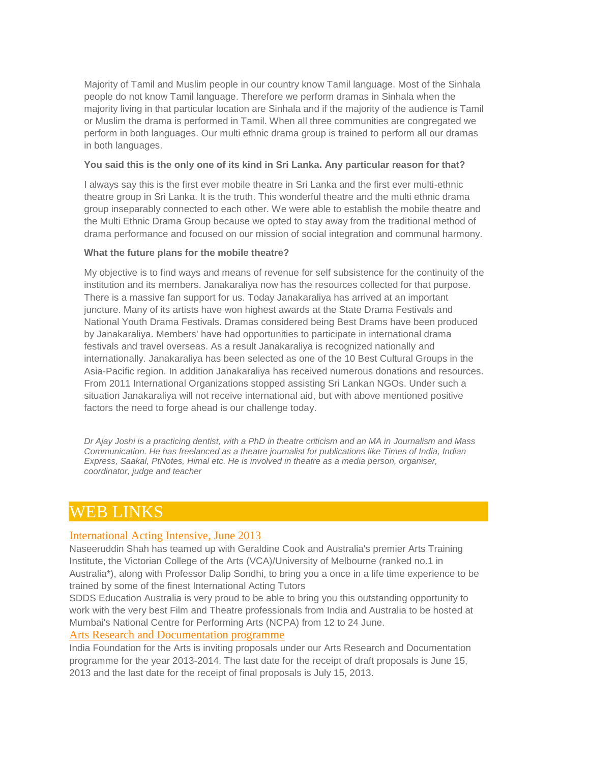Majority of Tamil and Muslim people in our country know Tamil language. Most of the Sinhala people do not know Tamil language. Therefore we perform dramas in Sinhala when the majority living in that particular location are Sinhala and if the majority of the audience is Tamil or Muslim the drama is performed in Tamil. When all three communities are congregated we perform in both languages. Our multi ethnic drama group is trained to perform all our dramas in both languages.

**You said this is the only one of its kind in Sri Lanka. Any particular reason for that?**

I always say this is the first ever mobile theatre in Sri Lanka and the first ever multi-ethnic theatre group in Sri Lanka. It is the truth. This wonderful theatre and the multi ethnic drama group inseparably connected to each other. We were able to establish the mobile theatre and the Multi Ethnic Drama Group because we opted to stay away from the traditional method of drama performance and focused on our mission of social integration and communal harmony.

**What the future plans for the mobile theatre?**

My objective is to find ways and means of revenue for self subsistence for the continuity of the institution and its members. Janakaraliya now has the resources collected for that purpose. There is a massive fan support for us. Today Janakaraliya has arrived at an important juncture. Many of its artists have won highest awards at the State Drama Festivals and National Youth Drama Festivals. Dramas considered being Best Drams have been produced by Janakaraliya. Members' have had opportunities to participate in international drama festivals and travel overseas. As a result Janakaraliya is recognized nationally and internationally. Janakaraliya has been selected as one of the 10 Best Cultural Groups in the Asia-Pacific region. In addition Janakaraliya has received numerous donations and resources. From 2011 International Organizations stopped assisting Sri Lankan NGOs. Under such a situation Janakaraliya will not receive international aid, but with above mentioned positive factors the need to forge ahead is our challenge today.

*Dr Ajay Joshi is a practicing dentist, with a PhD in theatre criticism and an MA in Journalism and Mass Communication. He has freelanced as a theatre journalist for publications like Times of India, Indian Express, Saakal, PtNotes, Himal etc. He is involved in theatre as a media person, organiser, coordinator, judge and teacher*

# WEB LINKS

### International Acting Intensive, June 2013

Naseeruddin Shah has teamed up with Geraldine Cook and Australia's premier Arts Training Institute, the Victorian College of the Arts (VCA)/University of Melbourne (ranked no.1 in Australia*), along with Professor Dalip Sondhi, to bring you a once in a life time experience to be trained by some of the finest International Acting Tutors

SDDS Education Australia is very proud to be able to bring you this outstanding opportunity to work with the very best Film and Theatre professionals from India and Australia to be hosted at Mumbai's National Centre for Performing Arts (NCPA) from 12 to 24 June.

### Arts Research and Documentation programme

India Foundation for the Arts is inviting proposals under our Arts Research and Documentation programme for the year 2013-2014. The last date for the receipt of draft proposals is June 15, 2013 and the last date for the receipt of final proposals is July 15, 2013.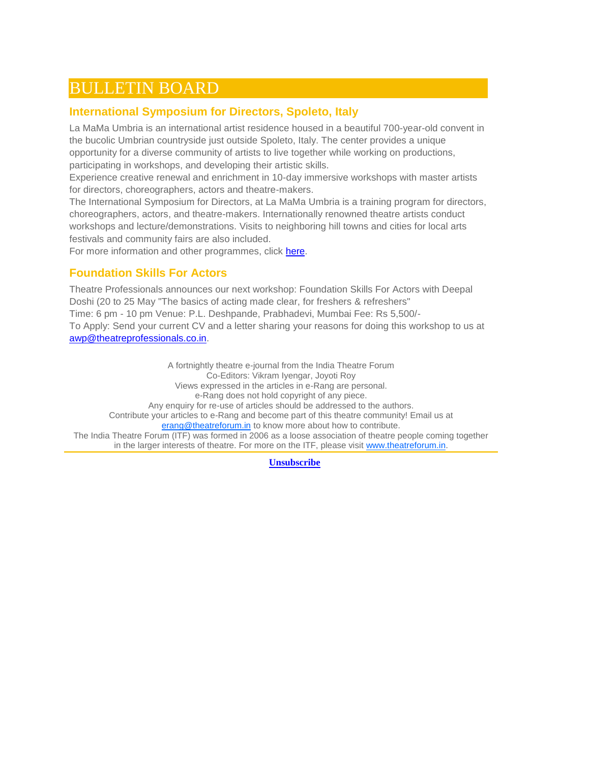# BULLETIN BOARD

## International Symposium for Directors, Spoleto, Italy

La MaMa Umbria is an international artist residence housed in a beautiful 700-year-old convent in the bucolic Umbrian countryside just outside Spoleto, Italy. The center provides a unique opportunity for a diverse community of artists to live together while working on productions, participating in workshops, and developing their artistic skills.
Experience creative renewal and enrichment in 10-day immersive workshops with master artists for directors, choreographers, actors and theatre-makers.
The International Symposium for Directors, at La MaMa Umbria is a training program for directors, choreographers, actors, and theatre-makers. Internationally renowned theatre artists conduct workshops and lecture/demonstrations. Visits to neighboring hill towns and cities for local arts festivals and community fairs are also included.
For more information and other programmes, click here.

## Foundation Skills For Actors

Theatre Professionals announces our next workshop: Foundation Skills For Actors with Deepal Doshi (20 to 25 May "The basics of acting made clear, for freshers & refreshers"
Time: 6 pm - 10 pm Venue: P.L. Deshpande, Prabhadevi, Mumbai Fee: Rs 5,500/-
To Apply: Send your current CV and a letter sharing your reasons for doing this workshop to us at awp@theatreprofessionals.co.in.

A fortnightly theatre e-journal from the India Theatre Forum
Co-Editors: Vikram Iyengar, Joyoti Roy
Views expressed in the articles in e-Rang are personal.
e-Rang does not hold copyright of any piece.
Any enquiry for re-use of articles should be addressed to the authors.
Contribute your articles to e-Rang and become part of this theatre community! Email us at erang@theatreforum.in to know more about how to contribute.
The India Theatre Forum (ITF) was formed in 2006 as a loose association of theatre people coming together in the larger interests of theatre. For more on the ITF, please visit www.theatreforum.in.

**Unsubscribe**